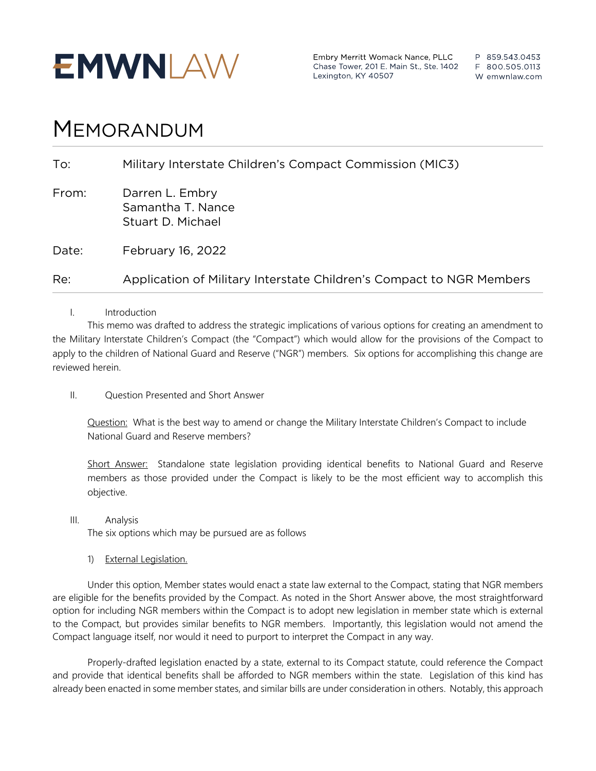# EMWNLAW

Embry Merritt Womack Nance, PLLC
Chase Tower, 201 E. Main St., Ste. 1402
Lexington, KY 40507

P 859.543.0453
F 800.505.0113
W emwnlaw.com

# MEMORANDUM

To: Military Interstate Children's Compact Commission (MIC3)

From: Darren L. Embry
Samantha T. Nance
Stuart D. Michael

Date: February 16, 2022

Re: Application of Military Interstate Children's Compact to NGR Members

I. Introduction

This memo was drafted to address the strategic implications of various options for creating an amendment to the Military Interstate Children's Compact (the "Compact") which would allow for the provisions of the Compact to apply to the children of National Guard and Reserve ("NGR") members. Six options for accomplishing this change are reviewed herein.

II. Question Presented and Short Answer

<u>Question:</u> What is the best way to amend or change the Military Interstate Children's Compact to include National Guard and Reserve members?

<u>Short Answer:</u> Standalone state legislation providing identical benefits to National Guard and Reserve members as those provided under the Compact is likely to be the most efficient way to accomplish this objective.

III. Analysis

The six options which may be pursued are as follows

1) <u>External Legislation.</u>

Under this option, Member states would enact a state law external to the Compact, stating that NGR members are eligible for the benefits provided by the Compact. As noted in the Short Answer above, the most straightforward option for including NGR members within the Compact is to adopt new legislation in member state which is external to the Compact, but provides similar benefits to NGR members. Importantly, this legislation would not amend the Compact language itself, nor would it need to purport to interpret the Compact in any way.

Properly-drafted legislation enacted by a state, external to its Compact statute, could reference the Compact and provide that identical benefits shall be afforded to NGR members within the state. Legislation of this kind has already been enacted in some member states, and similar bills are under consideration in others. Notably, this approach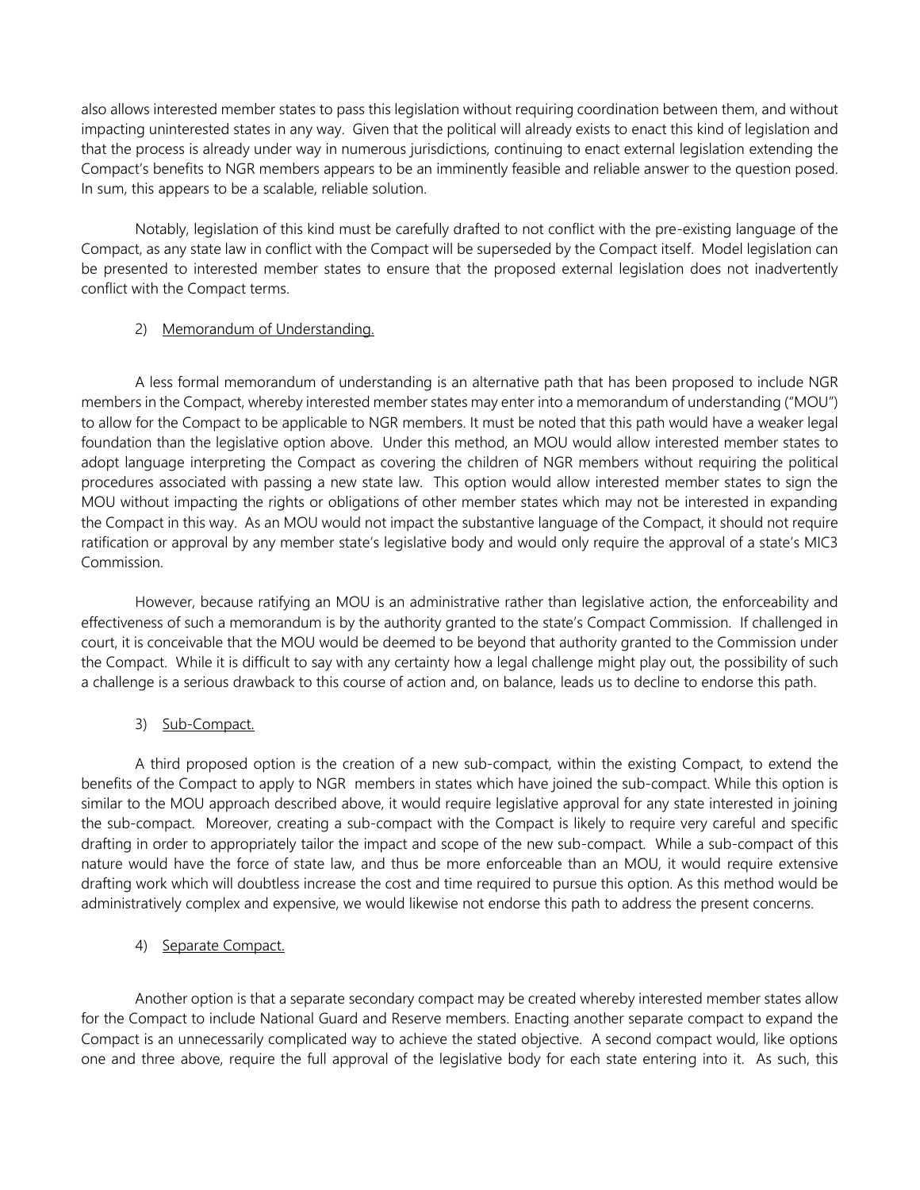also allows interested member states to pass this legislation without requiring coordination between them, and without impacting uninterested states in any way. Given that the political will already exists to enact this kind of legislation and that the process is already under way in numerous jurisdictions, continuing to enact external legislation extending the Compact's benefits to NGR members appears to be an imminently feasible and reliable answer to the question posed. In sum, this appears to be a scalable, reliable solution.

Notably, legislation of this kind must be carefully drafted to not conflict with the pre-existing language of the Compact, as any state law in conflict with the Compact will be superseded by the Compact itself. Model legislation can be presented to interested member states to ensure that the proposed external legislation does not inadvertently conflict with the Compact terms.

2) Memorandum of Understanding.

A less formal memorandum of understanding is an alternative path that has been proposed to include NGR members in the Compact, whereby interested member states may enter into a memorandum of understanding ("MOU") to allow for the Compact to be applicable to NGR members. It must be noted that this path would have a weaker legal foundation than the legislative option above. Under this method, an MOU would allow interested member states to adopt language interpreting the Compact as covering the children of NGR members without requiring the political procedures associated with passing a new state law. This option would allow interested member states to sign the MOU without impacting the rights or obligations of other member states which may not be interested in expanding the Compact in this way. As an MOU would not impact the substantive language of the Compact, it should not require ratification or approval by any member state's legislative body and would only require the approval of a state's MIC3 Commission.

However, because ratifying an MOU is an administrative rather than legislative action, the enforceability and effectiveness of such a memorandum is by the authority granted to the state's Compact Commission. If challenged in court, it is conceivable that the MOU would be deemed to be beyond that authority granted to the Commission under the Compact. While it is difficult to say with any certainty how a legal challenge might play out, the possibility of such a challenge is a serious drawback to this course of action and, on balance, leads us to decline to endorse this path.

3) Sub-Compact.

A third proposed option is the creation of a new sub-compact, within the existing Compact, to extend the benefits of the Compact to apply to NGR members in states which have joined the sub-compact. While this option is similar to the MOU approach described above, it would require legislative approval for any state interested in joining the sub-compact. Moreover, creating a sub-compact with the Compact is likely to require very careful and specific drafting in order to appropriately tailor the impact and scope of the new sub-compact. While a sub-compact of this nature would have the force of state law, and thus be more enforceable than an MOU, it would require extensive drafting work which will doubtless increase the cost and time required to pursue this option. As this method would be administratively complex and expensive, we would likewise not endorse this path to address the present concerns.

4) Separate Compact.

Another option is that a separate secondary compact may be created whereby interested member states allow for the Compact to include National Guard and Reserve members. Enacting another separate compact to expand the Compact is an unnecessarily complicated way to achieve the stated objective. A second compact would, like options one and three above, require the full approval of the legislative body for each state entering into it. As such, this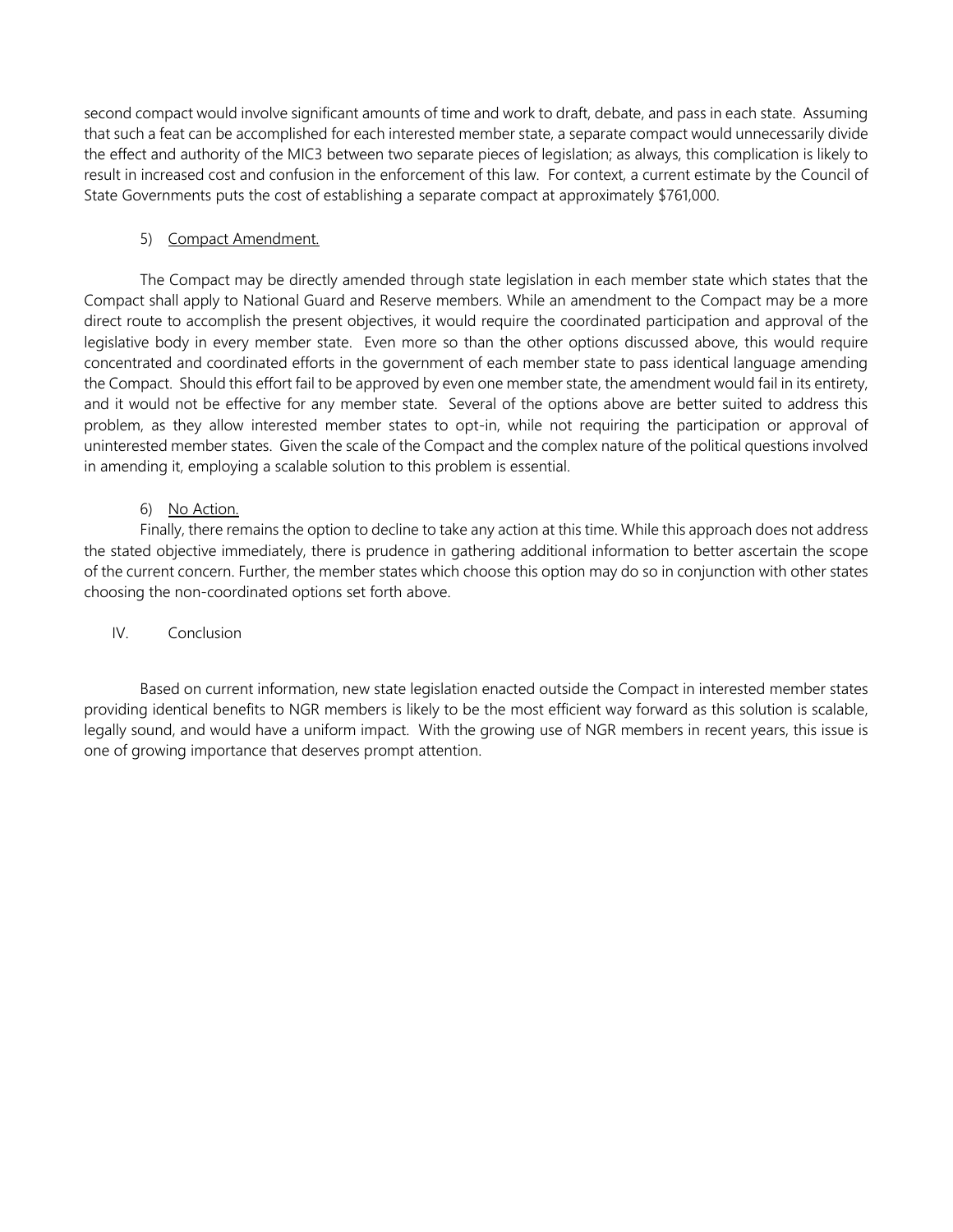second compact would involve significant amounts of time and work to draft, debate, and pass in each state. Assuming that such a feat can be accomplished for each interested member state, a separate compact would unnecessarily divide the effect and authority of the MIC3 between two separate pieces of legislation; as always, this complication is likely to result in increased cost and confusion in the enforcement of this law. For context, a current estimate by the Council of State Governments puts the cost of establishing a separate compact at approximately $761,000.

5) <u>Compact Amendment.</u>

The Compact may be directly amended through state legislation in each member state which states that the Compact shall apply to National Guard and Reserve members. While an amendment to the Compact may be a more direct route to accomplish the present objectives, it would require the coordinated participation and approval of the legislative body in every member state. Even more so than the other options discussed above, this would require concentrated and coordinated efforts in the government of each member state to pass identical language amending the Compact. Should this effort fail to be approved by even one member state, the amendment would fail in its entirety, and it would not be effective for any member state. Several of the options above are better suited to address this problem, as they allow interested member states to opt-in, while not requiring the participation or approval of uninterested member states. Given the scale of the Compact and the complex nature of the political questions involved in amending it, employing a scalable solution to this problem is essential.

6) <u>No Action.</u>

Finally, there remains the option to decline to take any action at this time. While this approach does not address the stated objective immediately, there is prudence in gathering additional information to better ascertain the scope of the current concern. Further, the member states which choose this option may do so in conjunction with other states choosing the non-coordinated options set forth above.

## IV. Conclusion

Based on current information, new state legislation enacted outside the Compact in interested member states providing identical benefits to NGR members is likely to be the most efficient way forward as this solution is scalable, legally sound, and would have a uniform impact. With the growing use of NGR members in recent years, this issue is one of growing importance that deserves prompt attention.